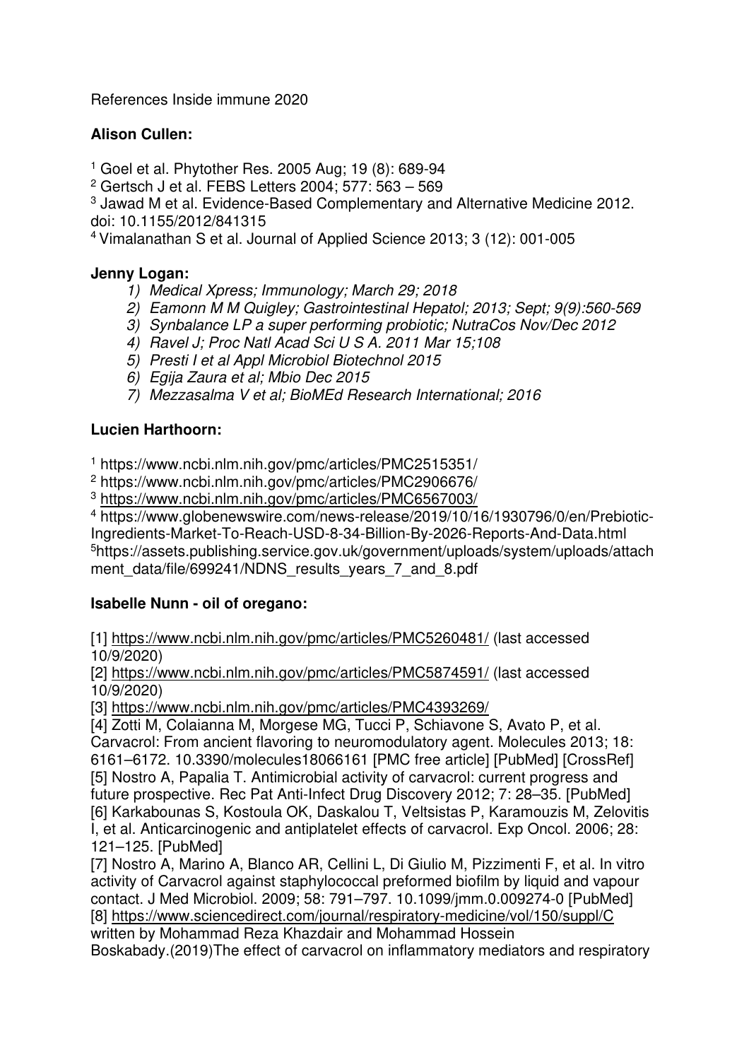References Inside immune 2020

**Alison Cullen:**

[1] Goel et al. Phytother Res. 2005 Aug; 19 (8): 689-94
[2] Gertsch J et al. FEBS Letters 2004; 577: 563 – 569
[3] Jawad M et al. Evidence-Based Complementary and Alternative Medicine 2012. doi: 10.1155/2012/841315
[4] Vimalanathan S et al. Journal of Applied Science 2013; 3 (12): 001-005

**Jenny Logan:**

1) *Medical Xpress; Immunology; March 29; 2018*
2) *Eamonn M M Quigley; Gastrointestinal Hepatol; 2013; Sept; 9(9):560-569*
3) *Synbalance LP a super performing probiotic; NutraCos Nov/Dec 2012*
4) *Ravel J; Proc Natl Acad Sci U S A. 2011 Mar 15;108*
5) *Presti I et al Appl Microbiol Biotechnol 2015*
6) *Egija Zaura et al; Mbio Dec 2015*
7) *Mezzasalma V et al; BioMEd Research International; 2016*

**Lucien Harthoorn:**

[1] https://www.ncbi.nlm.nih.gov/pmc/articles/PMC2515351/
[2] https://www.ncbi.nlm.nih.gov/pmc/articles/PMC2906676/
[3] https://www.ncbi.nlm.nih.gov/pmc/articles/PMC6567003/
[4] https://www.globenewswire.com/news-release/2019/10/16/1930796/0/en/Prebiotic-Ingredients-Market-To-Reach-USD-8-34-Billion-By-2026-Reports-And-Data.html
[5] https://assets.publishing.service.gov.uk/government/uploads/system/uploads/attachment_data/file/699241/NDNS_results_years_7_and_8.pdf

**Isabelle Nunn - oil of oregano:**

[1] https://www.ncbi.nlm.nih.gov/pmc/articles/PMC5260481/ (last accessed 10/9/2020)
[2] https://www.ncbi.nlm.nih.gov/pmc/articles/PMC5874591/ (last accessed 10/9/2020)
[3] https://www.ncbi.nlm.nih.gov/pmc/articles/PMC4393269/
[4] Zotti M, Colaianna M, Morgese MG, Tucci P, Schiavone S, Avato P, et al. Carvacrol: From ancient flavoring to neuromodulatory agent. Molecules 2013; 18: 6161–6172. 10.3390/molecules18066161 [PMC free article] [PubMed] [CrossRef]
[5] Nostro A, Papalia T. Antimicrobial activity of carvacrol: current progress and future prospective. Rec Pat Anti-Infect Drug Discovery 2012; 7: 28–35. [PubMed]
[6] Karkabounas S, Kostoula OK, Daskalou T, Veltsistas P, Karamouzis M, Zelovitis I, et al. Anticarcinogenic and antiplatelet effects of carvacrol. Exp Oncol. 2006; 28: 121–125. [PubMed]
[7] Nostro A, Marino A, Blanco AR, Cellini L, Di Giulio M, Pizzimenti F, et al. In vitro activity of Carvacrol against staphylococcal preformed biofilm by liquid and vapour contact. J Med Microbiol. 2009; 58: 791–797. 10.1099/jmm.0.009274-0 [PubMed]
[8] https://www.sciencedirect.com/journal/respiratory-medicine/vol/150/suppl/C written by Mohammad Reza Khazdair and Mohammad Hossein Boskabady.(2019)The effect of carvacrol on inflammatory mediators and respiratory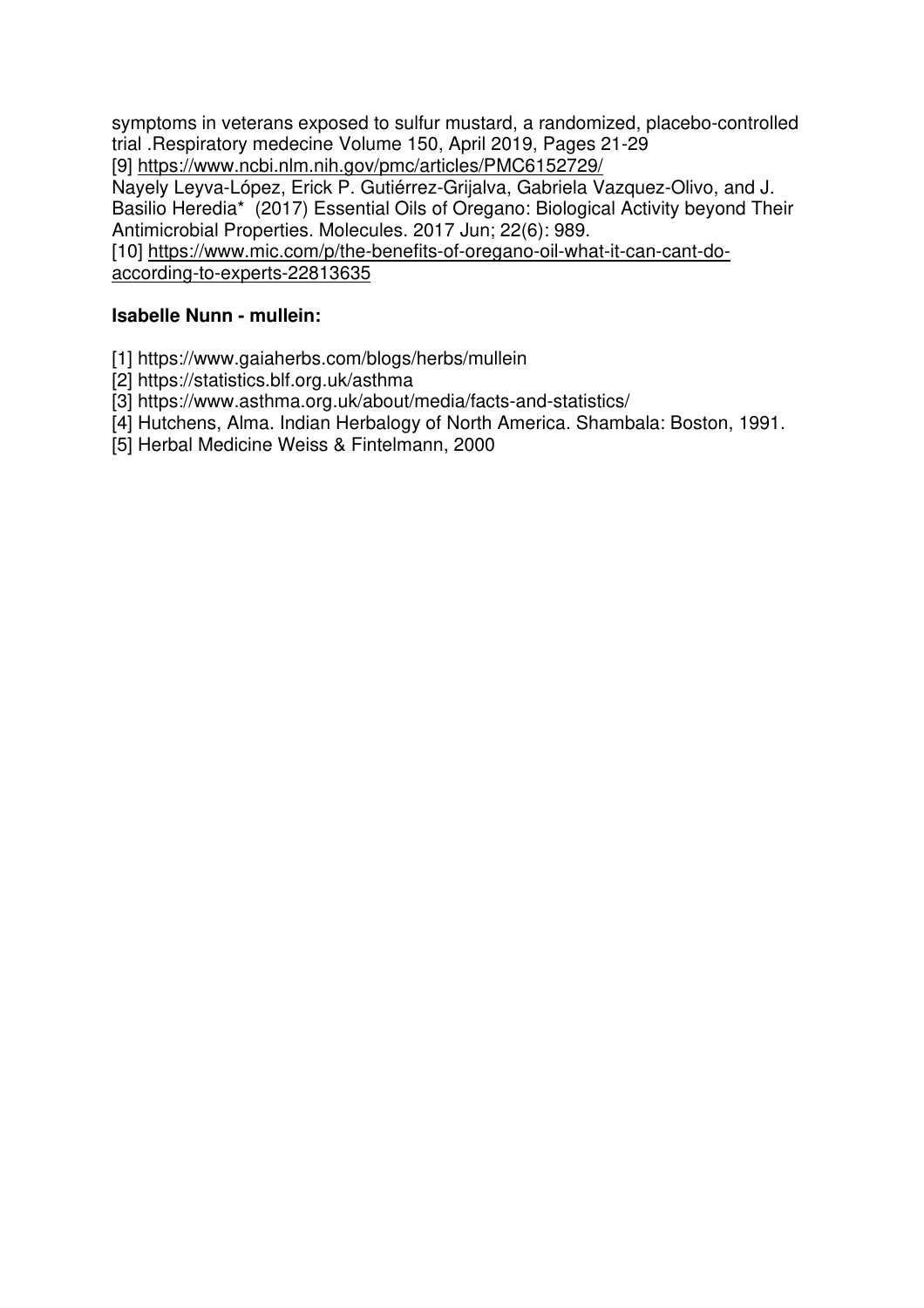symptoms in veterans exposed to sulfur mustard, a randomized, placebo-controlled trial .Respiratory medecine Volume 150, April 2019, Pages 21-29

[9] https://www.ncbi.nlm.nih.gov/pmc/articles/PMC6152729/

Nayely Leyva-López, Erick P. Gutiérrez-Grijalva, Gabriela Vazquez-Olivo, and J. Basilio Heredia* (2017) Essential Oils of Oregano: Biological Activity beyond Their Antimicrobial Properties. Molecules. 2017 Jun; 22(6): 989.

[10] https://www.mic.com/p/the-benefits-of-oregano-oil-what-it-can-cant-do-according-to-experts-22813635

**Isabelle Nunn - mullein:**

[1] https://www.gaiaherbs.com/blogs/herbs/mullein

[2] https://statistics.blf.org.uk/asthma

[3] https://www.asthma.org.uk/about/media/facts-and-statistics/

[4] Hutchens, Alma. Indian Herbalogy of North America. Shambala: Boston, 1991.

[5] Herbal Medicine Weiss & Fintelmann, 2000